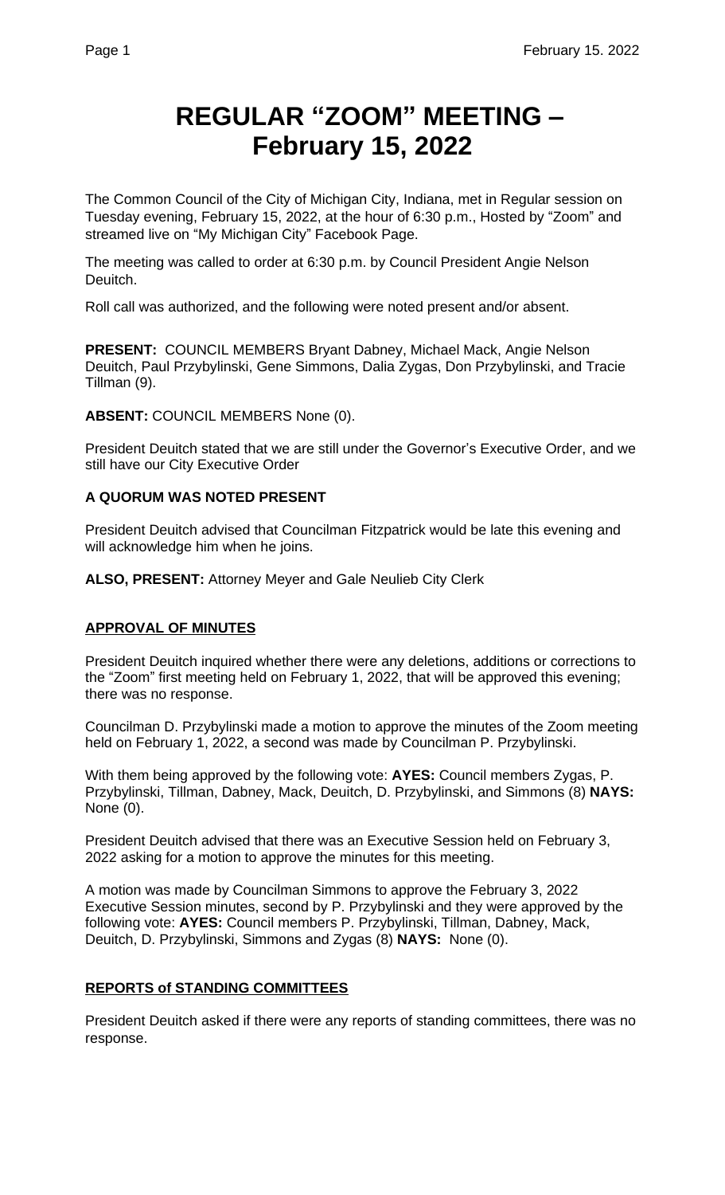# REGULAR "ZOOM" MEETING – February 15, 2022

The Common Council of the City of Michigan City, Indiana, met in Regular session on Tuesday evening, February 15, 2022, at the hour of 6:30 p.m., Hosted by "Zoom" and streamed live on "My Michigan City" Facebook Page.

The meeting was called to order at 6:30 p.m. by Council President Angie Nelson Deuitch.

Roll call was authorized, and the following were noted present and/or absent.

**PRESENT:** COUNCIL MEMBERS Bryant Dabney, Michael Mack, Angie Nelson Deuitch, Paul Przybylinski, Gene Simmons, Dalia Zygas, Don Przybylinski, and Tracie Tillman (9).

**ABSENT:** COUNCIL MEMBERS None (0).

President Deuitch stated that we are still under the Governor's Executive Order, and we still have our City Executive Order

**A QUORUM WAS NOTED PRESENT**

President Deuitch advised that Councilman Fitzpatrick would be late this evening and will acknowledge him when he joins.

**ALSO, PRESENT:** Attorney Meyer and Gale Neulieb City Clerk

**APPROVAL OF MINUTES**

President Deuitch inquired whether there were any deletions, additions or corrections to the "Zoom" first meeting held on February 1, 2022, that will be approved this evening; there was no response.

Councilman D. Przybylinski made a motion to approve the minutes of the Zoom meeting held on February 1, 2022, a second was made by Councilman P. Przybylinski.

With them being approved by the following vote: **AYES:** Council members Zygas, P. Przybylinski, Tillman, Dabney, Mack, Deuitch, D. Przybylinski, and Simmons (8) **NAYS:** None (0).

President Deuitch advised that there was an Executive Session held on February 3, 2022 asking for a motion to approve the minutes for this meeting.

A motion was made by Councilman Simmons to approve the February 3, 2022 Executive Session minutes, second by P. Przybylinski and they were approved by the following vote: **AYES:** Council members P. Przybylinski, Tillman, Dabney, Mack, Deuitch, D. Przybylinski, Simmons and Zygas (8) **NAYS:** None (0).

**REPORTS of STANDING COMMITTEES**

President Deuitch asked if there were any reports of standing committees, there was no response.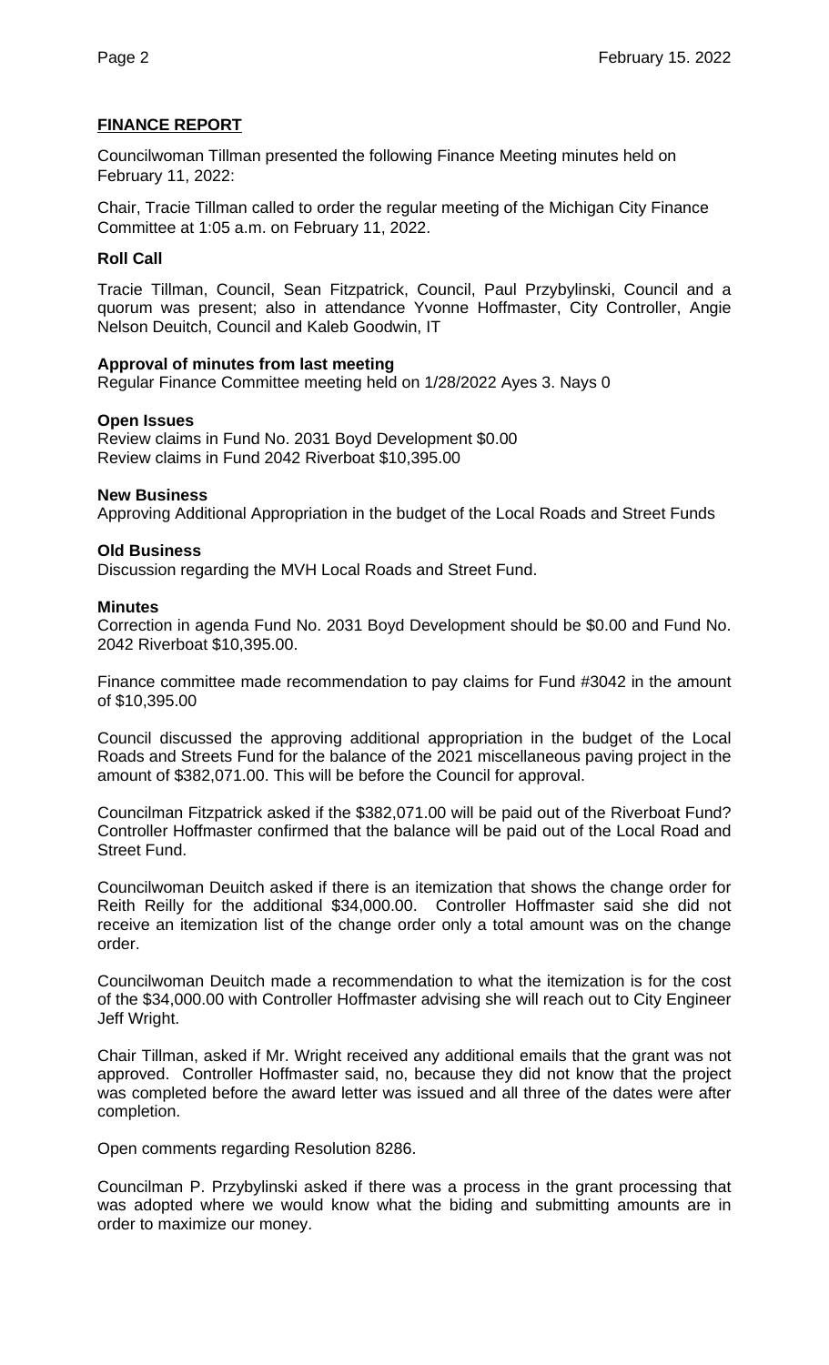## FINANCE REPORT

Councilwoman Tillman presented the following Finance Meeting minutes held on February 11, 2022:

Chair, Tracie Tillman called to order the regular meeting of the Michigan City Finance Committee at 1:05 a.m. on February 11, 2022.

**Roll Call**

Tracie Tillman, Council, Sean Fitzpatrick, Council, Paul Przybylinski, Council and a quorum was present; also in attendance Yvonne Hoffmaster, City Controller, Angie Nelson Deuitch, Council and Kaleb Goodwin, IT

**Approval of minutes from last meeting**
Regular Finance Committee meeting held on 1/28/2022 Ayes 3. Nays 0

**Open Issues**
Review claims in Fund No. 2031 Boyd Development $0.00
Review claims in Fund 2042 Riverboat $10,395.00

**New Business**
Approving Additional Appropriation in the budget of the Local Roads and Street Funds

**Old Business**
Discussion regarding the MVH Local Roads and Street Fund.

**Minutes**
Correction in agenda Fund No. 2031 Boyd Development should be $0.00 and Fund No. 2042 Riverboat $10,395.00.

Finance committee made recommendation to pay claims for Fund #3042 in the amount of $10,395.00

Council discussed the approving additional appropriation in the budget of the Local Roads and Streets Fund for the balance of the 2021 miscellaneous paving project in the amount of $382,071.00. This will be before the Council for approval.

Councilman Fitzpatrick asked if the $382,071.00 will be paid out of the Riverboat Fund? Controller Hoffmaster confirmed that the balance will be paid out of the Local Road and Street Fund.

Councilwoman Deuitch asked if there is an itemization that shows the change order for Reith Reilly for the additional $34,000.00. Controller Hoffmaster said she did not receive an itemization list of the change order only a total amount was on the change order.

Councilwoman Deuitch made a recommendation to what the itemization is for the cost of the $34,000.00 with Controller Hoffmaster advising she will reach out to City Engineer Jeff Wright.

Chair Tillman, asked if Mr. Wright received any additional emails that the grant was not approved. Controller Hoffmaster said, no, because they did not know that the project was completed before the award letter was issued and all three of the dates were after completion.

Open comments regarding Resolution 8286.

Councilman P. Przybylinski asked if there was a process in the grant processing that was adopted where we would know what the biding and submitting amounts are in order to maximize our money.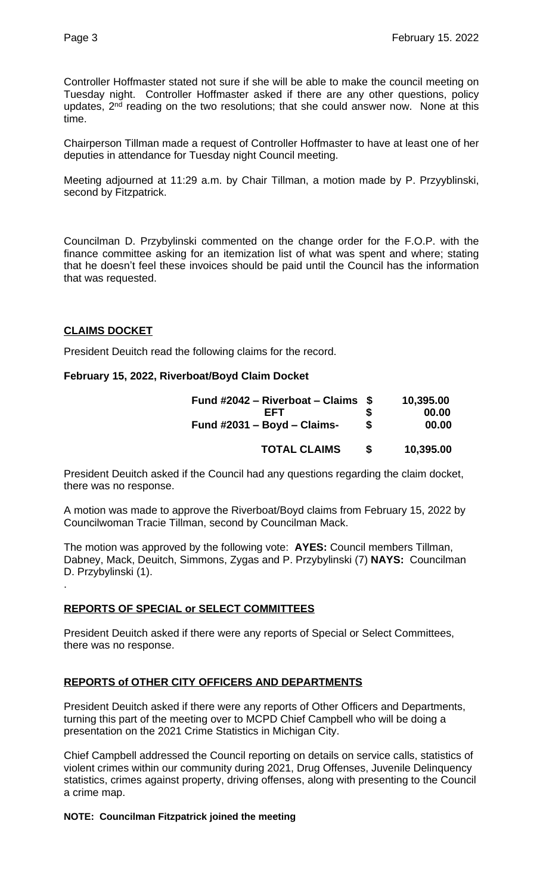Controller Hoffmaster stated not sure if she will be able to make the council meeting on Tuesday night. Controller Hoffmaster asked if there are any other questions, policy updates, 2nd reading on the two resolutions; that she could answer now. None at this time.

Chairperson Tillman made a request of Controller Hoffmaster to have at least one of her deputies in attendance for Tuesday night Council meeting.

Meeting adjourned at 11:29 a.m. by Chair Tillman, a motion made by P. Przyyblinski, second by Fitzpatrick.

Councilman D. Przybylinski commented on the change order for the F.O.P. with the finance committee asking for an itemization list of what was spent and where; stating that he doesn't feel these invoices should be paid until the Council has the information that was requested.

## CLAIMS DOCKET

President Deuitch read the following claims for the record.

**February 15, 2022, Riverboat/Boyd Claim Docket**

| | | |
|---|---|---|
| **Fund #2042 – Riverboat – Claims** | **$** | **10,395.00** |
| **EFT** | **$** | **00.00** |
| **Fund #2031 – Boyd – Claims-** | **$** | **00.00** |
| **TOTAL CLAIMS** | **$** | **10,395.00** |

President Deuitch asked if the Council had any questions regarding the claim docket, there was no response.

A motion was made to approve the Riverboat/Boyd claims from February 15, 2022 by Councilwoman Tracie Tillman, second by Councilman Mack.

The motion was approved by the following vote: **AYES:** Council members Tillman, Dabney, Mack, Deuitch, Simmons, Zygas and P. Przybylinski (7) **NAYS:** Councilman D. Przybylinski (1).

## REPORTS OF SPECIAL or SELECT COMMITTEES

President Deuitch asked if there were any reports of Special or Select Committees, there was no response.

## REPORTS of OTHER CITY OFFICERS AND DEPARTMENTS

President Deuitch asked if there were any reports of Other Officers and Departments, turning this part of the meeting over to MCPD Chief Campbell who will be doing a presentation on the 2021 Crime Statistics in Michigan City.

Chief Campbell addressed the Council reporting on details on service calls, statistics of violent crimes within our community during 2021, Drug Offenses, Juvenile Delinquency statistics, crimes against property, driving offenses, along with presenting to the Council a crime map.

**NOTE: Councilman Fitzpatrick joined the meeting**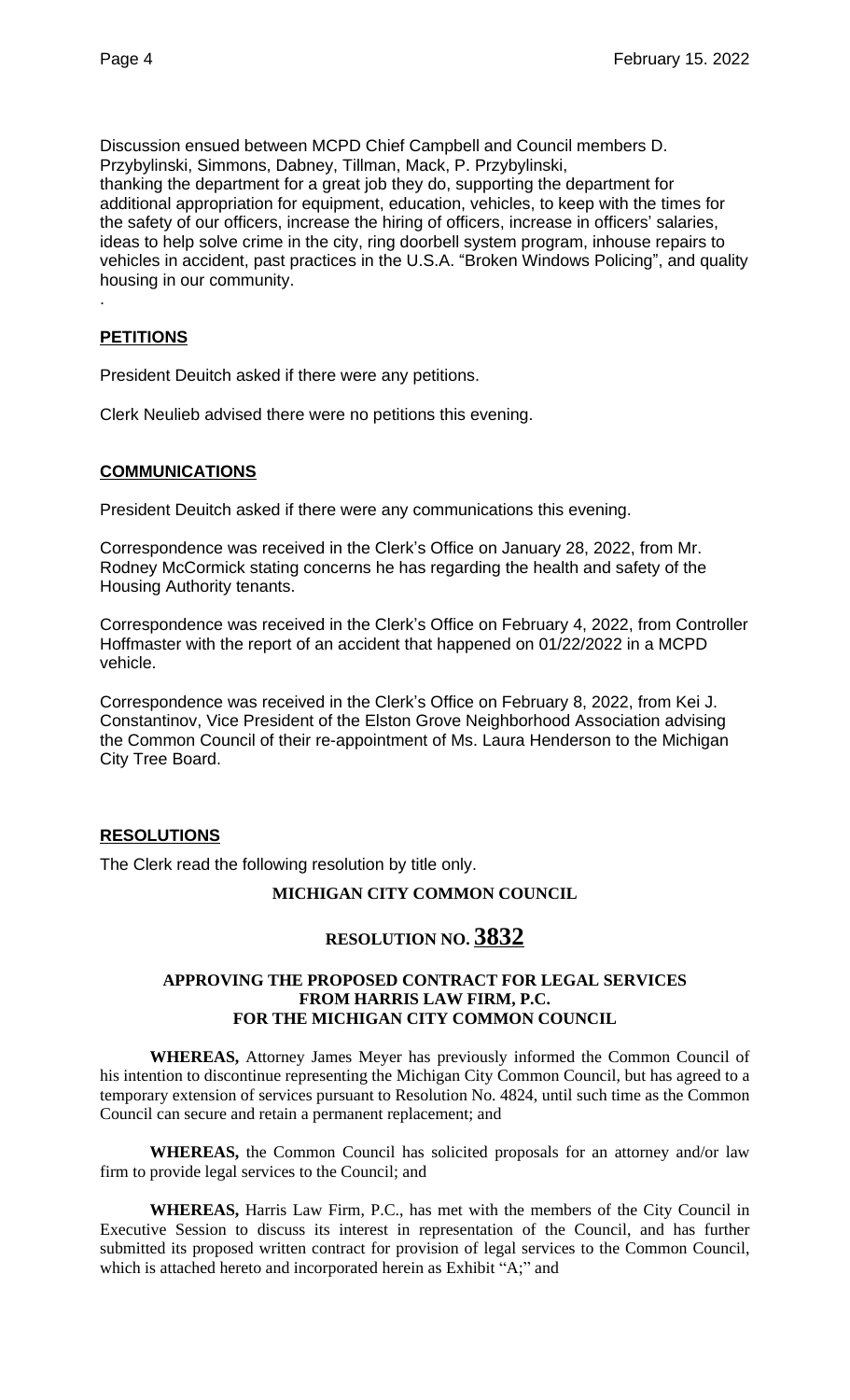Discussion ensued between MCPD Chief Campbell and Council members D. Przybylinski, Simmons, Dabney, Tillman, Mack, P. Przybylinski, thanking the department for a great job they do, supporting the department for additional appropriation for equipment, education, vehicles, to keep with the times for the safety of our officers, increase the hiring of officers, increase in officers' salaries, ideas to help solve crime in the city, ring doorbell system program, inhouse repairs to vehicles in accident, past practices in the U.S.A. "Broken Windows Policing", and quality housing in our community.

.

## **PETITIONS**

President Deuitch asked if there were any petitions.

Clerk Neulieb advised there were no petitions this evening.

## **COMMUNICATIONS**

President Deuitch asked if there were any communications this evening.

Correspondence was received in the Clerk's Office on January 28, 2022, from Mr. Rodney McCormick stating concerns he has regarding the health and safety of the Housing Authority tenants.

Correspondence was received in the Clerk's Office on February 4, 2022, from Controller Hoffmaster with the report of an accident that happened on 01/22/2022 in a MCPD vehicle.

Correspondence was received in the Clerk's Office on February 8, 2022, from Kei J. Constantinov, Vice President of the Elston Grove Neighborhood Association advising the Common Council of their re-appointment of Ms. Laura Henderson to the Michigan City Tree Board.

## **RESOLUTIONS**

The Clerk read the following resolution by title only.

**MICHIGAN CITY COMMON COUNCIL**

**RESOLUTION NO. 3832**

**APPROVING THE PROPOSED CONTRACT FOR LEGAL SERVICES FROM HARRIS LAW FIRM, P.C. FOR THE MICHIGAN CITY COMMON COUNCIL**

**WHEREAS,** Attorney James Meyer has previously informed the Common Council of his intention to discontinue representing the Michigan City Common Council, but has agreed to a temporary extension of services pursuant to Resolution No. 4824, until such time as the Common Council can secure and retain a permanent replacement; and

**WHEREAS,** the Common Council has solicited proposals for an attorney and/or law firm to provide legal services to the Council; and

**WHEREAS,** Harris Law Firm, P.C., has met with the members of the City Council in Executive Session to discuss its interest in representation of the Council, and has further submitted its proposed written contract for provision of legal services to the Common Council, which is attached hereto and incorporated herein as Exhibit "A;" and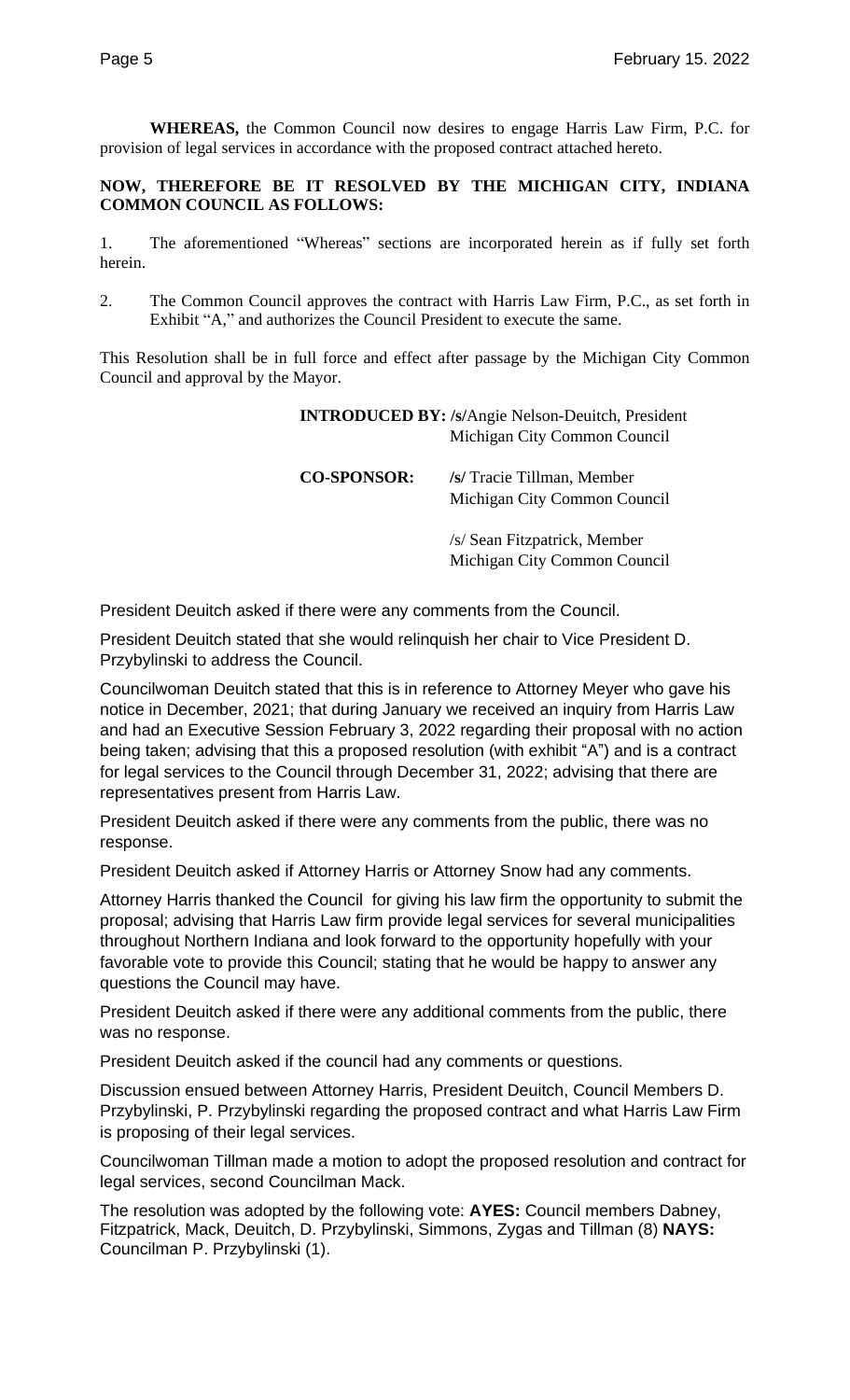**WHEREAS,** the Common Council now desires to engage Harris Law Firm, P.C. for provision of legal services in accordance with the proposed contract attached hereto.

**NOW, THEREFORE BE IT RESOLVED BY THE MICHIGAN CITY, INDIANA COMMON COUNCIL AS FOLLOWS:**

1. The aforementioned "Whereas" sections are incorporated herein as if fully set forth herein.

2. The Common Council approves the contract with Harris Law Firm, P.C., as set forth in Exhibit "A," and authorizes the Council President to execute the same.

This Resolution shall be in full force and effect after passage by the Michigan City Common Council and approval by the Mayor.

**INTRODUCED BY: /s/**Angie Nelson-Deuitch, President
Michigan City Common Council

**CO-SPONSOR:** **/s/** Tracie Tillman, Member
Michigan City Common Council

/s/ Sean Fitzpatrick, Member
Michigan City Common Council

President Deuitch asked if there were any comments from the Council.

President Deuitch stated that she would relinquish her chair to Vice President D. Przybylinski to address the Council.

Councilwoman Deuitch stated that this is in reference to Attorney Meyer who gave his notice in December, 2021; that during January we received an inquiry from Harris Law and had an Executive Session February 3, 2022 regarding their proposal with no action being taken; advising that this a proposed resolution (with exhibit "A") and is a contract for legal services to the Council through December 31, 2022; advising that there are representatives present from Harris Law.

President Deuitch asked if there were any comments from the public, there was no response.

President Deuitch asked if Attorney Harris or Attorney Snow had any comments.

Attorney Harris thanked the Council for giving his law firm the opportunity to submit the proposal; advising that Harris Law firm provide legal services for several municipalities throughout Northern Indiana and look forward to the opportunity hopefully with your favorable vote to provide this Council; stating that he would be happy to answer any questions the Council may have.

President Deuitch asked if there were any additional comments from the public, there was no response.

President Deuitch asked if the council had any comments or questions.

Discussion ensued between Attorney Harris, President Deuitch, Council Members D. Przybylinski, P. Przybylinski regarding the proposed contract and what Harris Law Firm is proposing of their legal services.

Councilwoman Tillman made a motion to adopt the proposed resolution and contract for legal services, second Councilman Mack.

The resolution was adopted by the following vote: **AYES:** Council members Dabney, Fitzpatrick, Mack, Deuitch, D. Przybylinski, Simmons, Zygas and Tillman (8) **NAYS:** Councilman P. Przybylinski (1).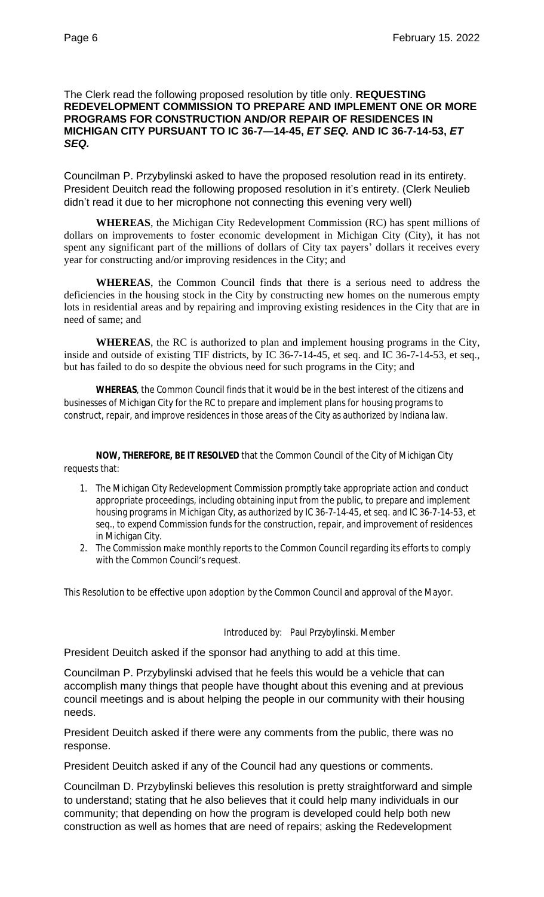The Clerk read the following proposed resolution by title only. **REQUESTING REDEVELOPMENT COMMISSION TO PREPARE AND IMPLEMENT ONE OR MORE PROGRAMS FOR CONSTRUCTION AND/OR REPAIR OF RESIDENCES IN MICHIGAN CITY PURSUANT TO IC 36-7—14-45, *ET SEQ.* AND IC 36-7-14-53, *ET SEQ.***

Councilman P. Przybylinski asked to have the proposed resolution read in its entirety. President Deuitch read the following proposed resolution in it's entirety. (Clerk Neulieb didn't read it due to her microphone not connecting this evening very well)

**WHEREAS**, the Michigan City Redevelopment Commission (RC) has spent millions of dollars on improvements to foster economic development in Michigan City (City), it has not spent any significant part of the millions of dollars of City tax payers' dollars it receives every year for constructing and/or improving residences in the City; and

**WHEREAS**, the Common Council finds that there is a serious need to address the deficiencies in the housing stock in the City by constructing new homes on the numerous empty lots in residential areas and by repairing and improving existing residences in the City that are in need of same; and

**WHEREAS**, the RC is authorized to plan and implement housing programs in the City, inside and outside of existing TIF districts, by IC 36-7-14-45, et seq. and IC 36-7-14-53, et seq., but has failed to do so despite the obvious need for such programs in the City; and

**WHEREAS**, the Common Council finds that it would be in the best interest of the citizens and businesses of Michigan City for the RC to prepare and implement plans for housing programs to construct, repair, and improve residences in those areas of the City as authorized by Indiana law.

**NOW, THEREFORE, BE IT RESOLVED** that the Common Council of the City of Michigan City requests that:

1. The Michigan City Redevelopment Commission promptly take appropriate action and conduct appropriate proceedings, including obtaining input from the public, to prepare and implement housing programs in Michigan City, as authorized by IC 36-7-14-45, et seq. and IC 36-7-14-53, et seq., to expend Commission funds for the construction, repair, and improvement of residences in Michigan City.
2. The Commission make monthly reports to the Common Council regarding its efforts to comply with the Common Council's request.

This Resolution to be effective upon adoption by the Common Council and approval of the Mayor.

Introduced by: Paul Przybylinski. Member

President Deuitch asked if the sponsor had anything to add at this time.

Councilman P. Przybylinski advised that he feels this would be a vehicle that can accomplish many things that people have thought about this evening and at previous council meetings and is about helping the people in our community with their housing needs.

President Deuitch asked if there were any comments from the public, there was no response.

President Deuitch asked if any of the Council had any questions or comments.

Councilman D. Przybylinski believes this resolution is pretty straightforward and simple to understand; stating that he also believes that it could help many individuals in our community; that depending on how the program is developed could help both new construction as well as homes that are need of repairs; asking the Redevelopment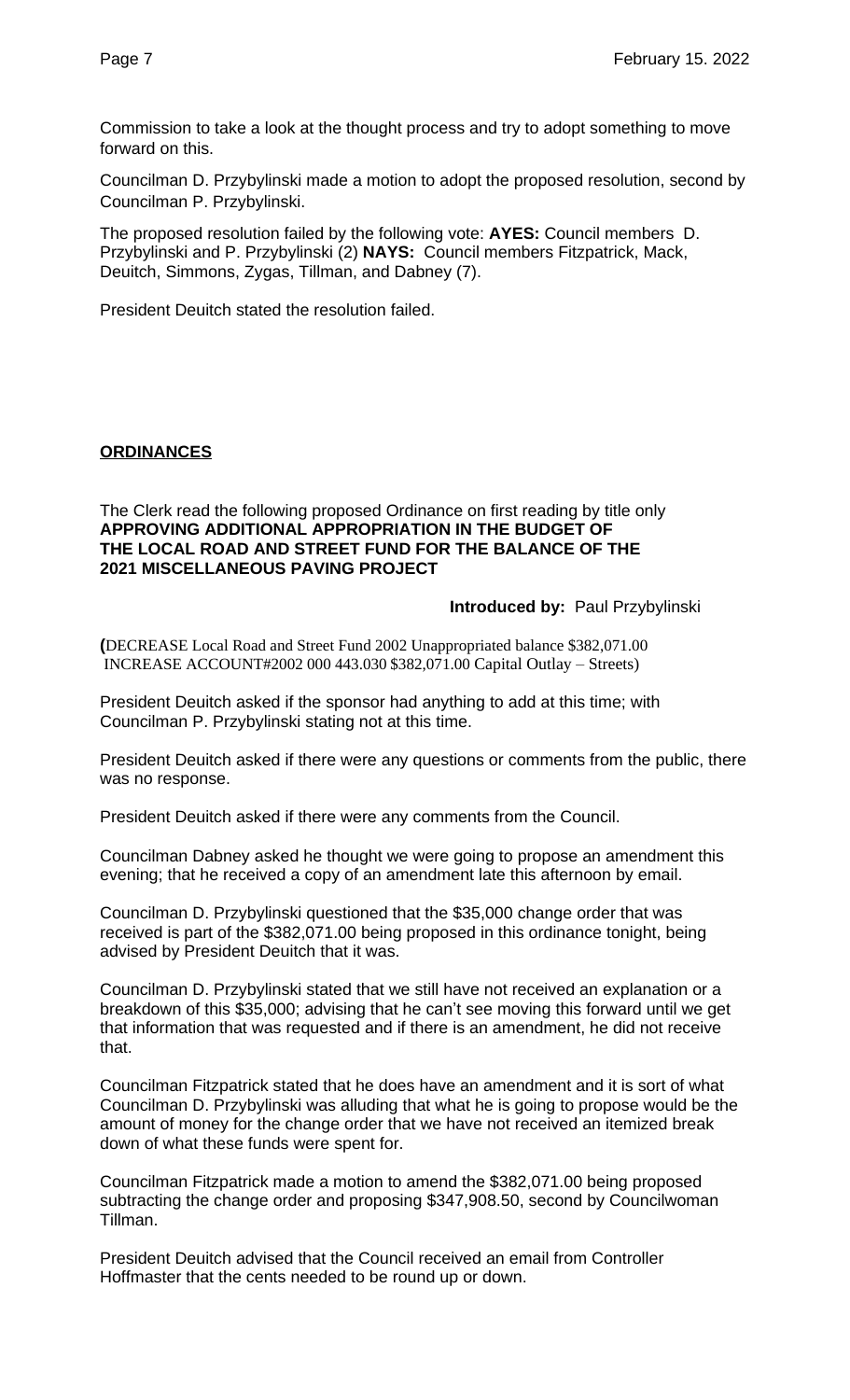Commission to take a look at the thought process and try to adopt something to move forward on this.

Councilman D. Przybylinski made a motion to adopt the proposed resolution, second by Councilman P. Przybylinski.

The proposed resolution failed by the following vote: **AYES:** Council members D. Przybylinski and P. Przybylinski (2) **NAYS:** Council members Fitzpatrick, Mack, Deuitch, Simmons, Zygas, Tillman, and Dabney (7).

President Deuitch stated the resolution failed.

**ORDINANCES**

The Clerk read the following proposed Ordinance on first reading by title only **APPROVING ADDITIONAL APPROPRIATION IN THE BUDGET OF THE LOCAL ROAD AND STREET FUND FOR THE BALANCE OF THE 2021 MISCELLANEOUS PAVING PROJECT**

**Introduced by:** Paul Przybylinski

**(**DECREASE Local Road and Street Fund 2002 Unappropriated balance $382,071.00 INCREASE ACCOUNT#2002 000 443.030 $382,071.00 Capital Outlay – Streets)

President Deuitch asked if the sponsor had anything to add at this time; with Councilman P. Przybylinski stating not at this time.

President Deuitch asked if there were any questions or comments from the public, there was no response.

President Deuitch asked if there were any comments from the Council.

Councilman Dabney asked he thought we were going to propose an amendment this evening; that he received a copy of an amendment late this afternoon by email.

Councilman D. Przybylinski questioned that the $35,000 change order that was received is part of the $382,071.00 being proposed in this ordinance tonight, being advised by President Deuitch that it was.

Councilman D. Przybylinski stated that we still have not received an explanation or a breakdown of this $35,000; advising that he can't see moving this forward until we get that information that was requested and if there is an amendment, he did not receive that.

Councilman Fitzpatrick stated that he does have an amendment and it is sort of what Councilman D. Przybylinski was alluding that what he is going to propose would be the amount of money for the change order that we have not received an itemized break down of what these funds were spent for.

Councilman Fitzpatrick made a motion to amend the $382,071.00 being proposed subtracting the change order and proposing $347,908.50, second by Councilwoman Tillman.

President Deuitch advised that the Council received an email from Controller Hoffmaster that the cents needed to be round up or down.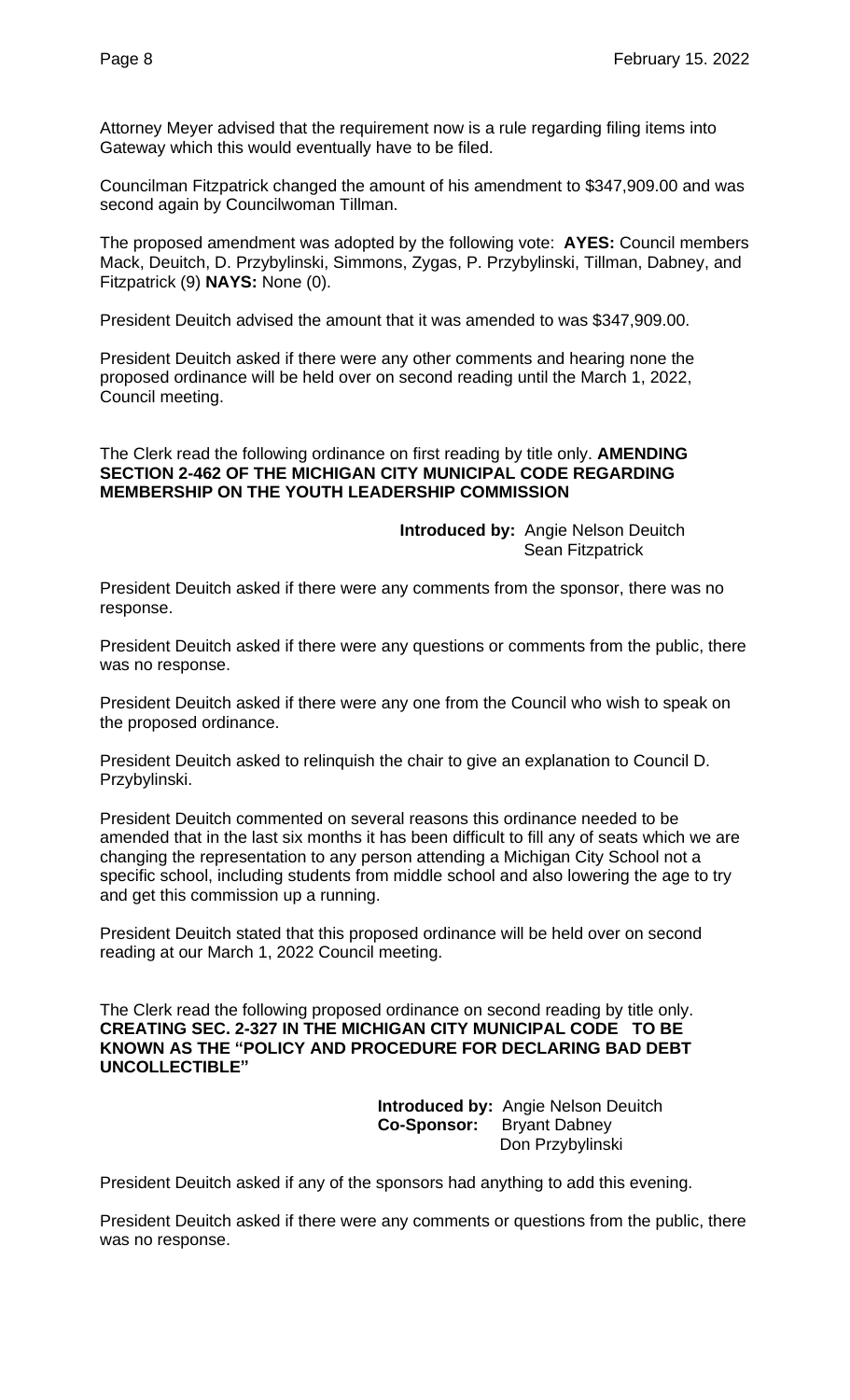Attorney Meyer advised that the requirement now is a rule regarding filing items into Gateway which this would eventually have to be filed.

Councilman Fitzpatrick changed the amount of his amendment to $347,909.00 and was second again by Councilwoman Tillman.

The proposed amendment was adopted by the following vote: **AYES:** Council members Mack, Deuitch, D. Przybylinski, Simmons, Zygas, P. Przybylinski, Tillman, Dabney, and Fitzpatrick (9) **NAYS:** None (0).

President Deuitch advised the amount that it was amended to was $347,909.00.

President Deuitch asked if there were any other comments and hearing none the proposed ordinance will be held over on second reading until the March 1, 2022, Council meeting.

The Clerk read the following ordinance on first reading by title only. **AMENDING SECTION 2-462 OF THE MICHIGAN CITY MUNICIPAL CODE REGARDING MEMBERSHIP ON THE YOUTH LEADERSHIP COMMISSION**

**Introduced by:** Angie Nelson Deuitch
Sean Fitzpatrick

President Deuitch asked if there were any comments from the sponsor, there was no response.

President Deuitch asked if there were any questions or comments from the public, there was no response.

President Deuitch asked if there were any one from the Council who wish to speak on the proposed ordinance.

President Deuitch asked to relinquish the chair to give an explanation to Council D. Przybylinski.

President Deuitch commented on several reasons this ordinance needed to be amended that in the last six months it has been difficult to fill any of seats which we are changing the representation to any person attending a Michigan City School not a specific school, including students from middle school and also lowering the age to try and get this commission up a running.

President Deuitch stated that this proposed ordinance will be held over on second reading at our March 1, 2022 Council meeting.

The Clerk read the following proposed ordinance on second reading by title only. **CREATING SEC. 2-327 IN THE MICHIGAN CITY MUNICIPAL CODE TO BE KNOWN AS THE "POLICY AND PROCEDURE FOR DECLARING BAD DEBT UNCOLLECTIBLE"**

**Introduced by:** Angie Nelson Deuitch
**Co-Sponsor:** Bryant Dabney
Don Przybylinski

President Deuitch asked if any of the sponsors had anything to add this evening.

President Deuitch asked if there were any comments or questions from the public, there was no response.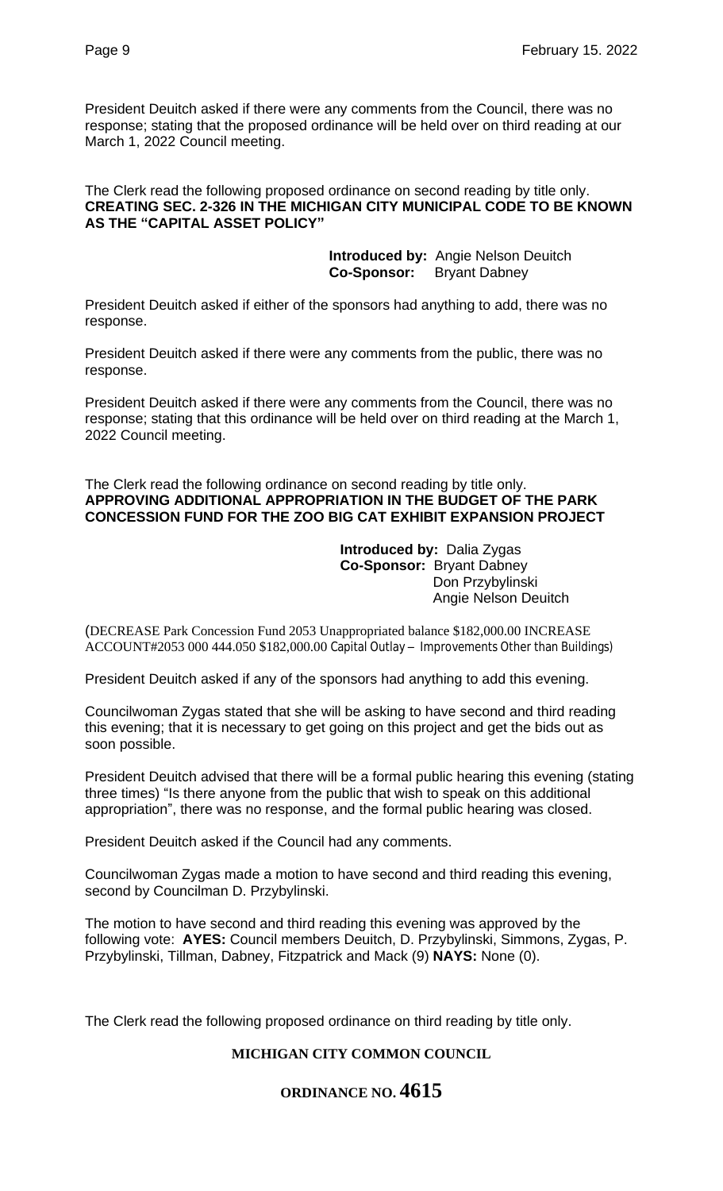President Deuitch asked if there were any comments from the Council, there was no response; stating that the proposed ordinance will be held over on third reading at our March 1, 2022 Council meeting.

The Clerk read the following proposed ordinance on second reading by title only.
**CREATING SEC. 2-326 IN THE MICHIGAN CITY MUNICIPAL CODE TO BE KNOWN AS THE "CAPITAL ASSET POLICY"**

**Introduced by:** Angie Nelson Deuitch
**Co-Sponsor:** Bryant Dabney

President Deuitch asked if either of the sponsors had anything to add, there was no response.

President Deuitch asked if there were any comments from the public, there was no response.

President Deuitch asked if there were any comments from the Council, there was no response; stating that this ordinance will be held over on third reading at the March 1, 2022 Council meeting.

The Clerk read the following ordinance on second reading by title only.
**APPROVING ADDITIONAL APPROPRIATION IN THE BUDGET OF THE PARK CONCESSION FUND FOR THE ZOO BIG CAT EXHIBIT EXPANSION PROJECT**

**Introduced by:** Dalia Zygas
**Co-Sponsor:** Bryant Dabney
Don Przybylinski
Angie Nelson Deuitch

(DECREASE Park Concession Fund 2053 Unappropriated balance $182,000.00 INCREASE ACCOUNT#2053 000 444.050 $182,000.00 Capital Outlay – Improvements Other than Buildings)

President Deuitch asked if any of the sponsors had anything to add this evening.

Councilwoman Zygas stated that she will be asking to have second and third reading this evening; that it is necessary to get going on this project and get the bids out as soon possible.

President Deuitch advised that there will be a formal public hearing this evening (stating three times) "Is there anyone from the public that wish to speak on this additional appropriation", there was no response, and the formal public hearing was closed.

President Deuitch asked if the Council had any comments.

Councilwoman Zygas made a motion to have second and third reading this evening, second by Councilman D. Przybylinski.

The motion to have second and third reading this evening was approved by the following vote: **AYES:** Council members Deuitch, D. Przybylinski, Simmons, Zygas, P. Przybylinski, Tillman, Dabney, Fitzpatrick and Mack (9) **NAYS:** None (0).

The Clerk read the following proposed ordinance on third reading by title only.

**MICHIGAN CITY COMMON COUNCIL**

**ORDINANCE NO. 4615**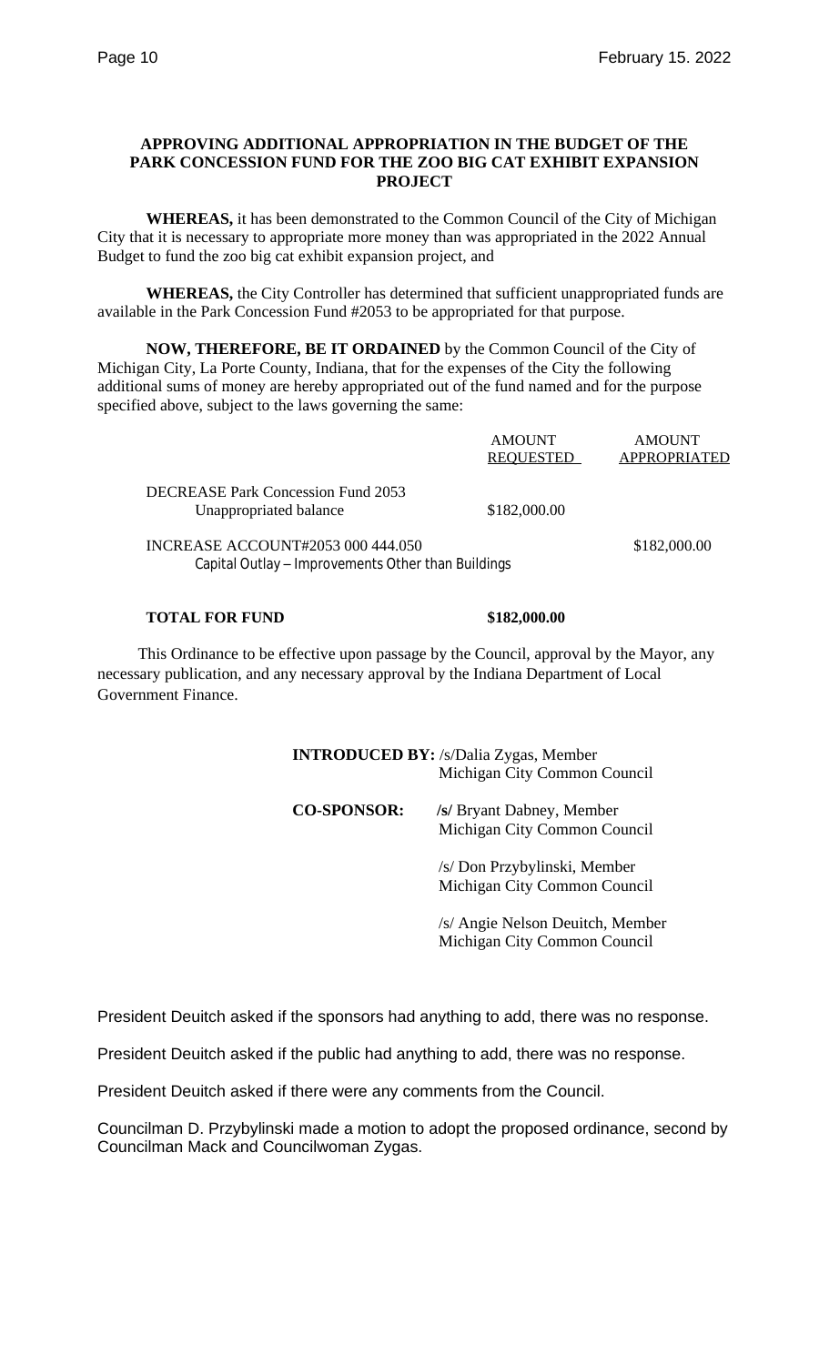**APPROVING ADDITIONAL APPROPRIATION IN THE BUDGET OF THE PARK CONCESSION FUND FOR THE ZOO BIG CAT EXHIBIT EXPANSION PROJECT**

**WHEREAS,** it has been demonstrated to the Common Council of the City of Michigan City that it is necessary to appropriate more money than was appropriated in the 2022 Annual Budget to fund the zoo big cat exhibit expansion project, and

**WHEREAS,** the City Controller has determined that sufficient unappropriated funds are available in the Park Concession Fund #2053 to be appropriated for that purpose.

**NOW, THEREFORE, BE IT ORDAINED** by the Common Council of the City of Michigan City, La Porte County, Indiana, that for the expenses of the City the following additional sums of money are hereby appropriated out of the fund named and for the purpose specified above, subject to the laws governing the same:

| | AMOUNT REQUESTED | AMOUNT APPROPRIATED |
|---|---|---|
| DECREASE Park Concession Fund 2053 Unappropriated balance | $182,000.00 | |
| INCREASE ACCOUNT#2053 000 444.050 Capital Outlay – Improvements Other than Buildings | | $182,000.00 |
| **TOTAL FOR FUND** | **$182,000.00** | |

This Ordinance to be effective upon passage by the Council, approval by the Mayor, any necessary publication, and any necessary approval by the Indiana Department of Local Government Finance.

**INTRODUCED BY:** /s/Dalia Zygas, Member
Michigan City Common Council

**CO-SPONSOR:** **/s/** Bryant Dabney, Member
Michigan City Common Council

/s/ Don Przybylinski, Member
Michigan City Common Council

/s/ Angie Nelson Deuitch, Member
Michigan City Common Council

President Deuitch asked if the sponsors had anything to add, there was no response.

President Deuitch asked if the public had anything to add, there was no response.

President Deuitch asked if there were any comments from the Council.

Councilman D. Przybylinski made a motion to adopt the proposed ordinance, second by Councilman Mack and Councilwoman Zygas.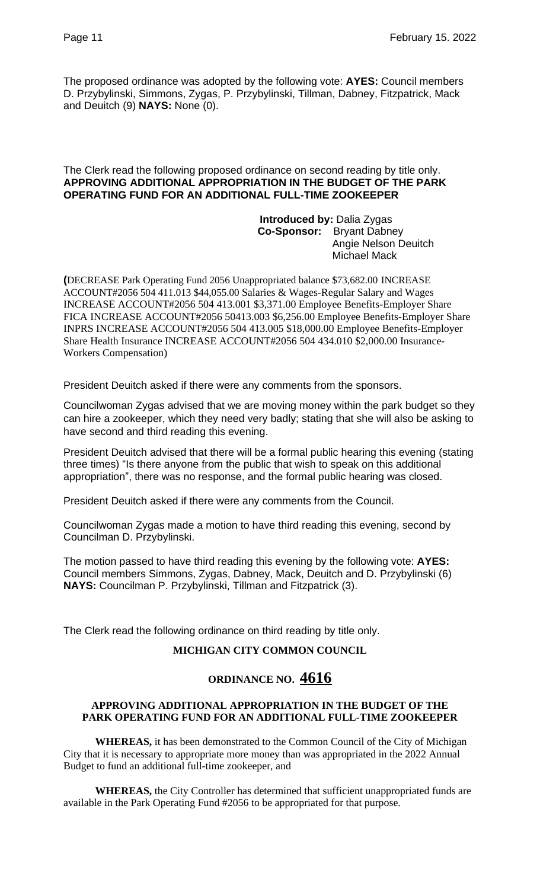The proposed ordinance was adopted by the following vote: **AYES:** Council members D. Przybylinski, Simmons, Zygas, P. Przybylinski, Tillman, Dabney, Fitzpatrick, Mack and Deuitch (9) **NAYS:** None (0).

The Clerk read the following proposed ordinance on second reading by title only.
**APPROVING ADDITIONAL APPROPRIATION IN THE BUDGET OF THE PARK OPERATING FUND FOR AN ADDITIONAL FULL-TIME ZOOKEEPER**

**Introduced by:** Dalia Zygas
**Co-Sponsor:** Bryant Dabney
Angie Nelson Deuitch
Michael Mack

**(**DECREASE Park Operating Fund 2056 Unappropriated balance $73,682.00 INCREASE ACCOUNT#2056 504 411.013 $44,055.00 Salaries & Wages-Regular Salary and Wages INCREASE ACCOUNT#2056 504 413.001 $3,371.00 Employee Benefits-Employer Share FICA INCREASE ACCOUNT#2056 50413.003 $6,256.00 Employee Benefits-Employer Share INPRS INCREASE ACCOUNT#2056 504 413.005 $18,000.00 Employee Benefits-Employer Share Health Insurance INCREASE ACCOUNT#2056 504 434.010 $2,000.00 Insurance-Workers Compensation)

President Deuitch asked if there were any comments from the sponsors.

Councilwoman Zygas advised that we are moving money within the park budget so they can hire a zookeeper, which they need very badly; stating that she will also be asking to have second and third reading this evening.

President Deuitch advised that there will be a formal public hearing this evening (stating three times) "Is there anyone from the public that wish to speak on this additional appropriation", there was no response, and the formal public hearing was closed.

President Deuitch asked if there were any comments from the Council.

Councilwoman Zygas made a motion to have third reading this evening, second by Councilman D. Przybylinski.

The motion passed to have third reading this evening by the following vote: **AYES:** Council members Simmons, Zygas, Dabney, Mack, Deuitch and D. Przybylinski (6) **NAYS:** Councilman P. Przybylinski, Tillman and Fitzpatrick (3).

The Clerk read the following ordinance on third reading by title only.

**MICHIGAN CITY COMMON COUNCIL**

## ORDINANCE NO. 4616

**APPROVING ADDITIONAL APPROPRIATION IN THE BUDGET OF THE PARK OPERATING FUND FOR AN ADDITIONAL FULL-TIME ZOOKEEPER**

**WHEREAS,** it has been demonstrated to the Common Council of the City of Michigan City that it is necessary to appropriate more money than was appropriated in the 2022 Annual Budget to fund an additional full-time zookeeper, and

**WHEREAS,** the City Controller has determined that sufficient unappropriated funds are available in the Park Operating Fund #2056 to be appropriated for that purpose.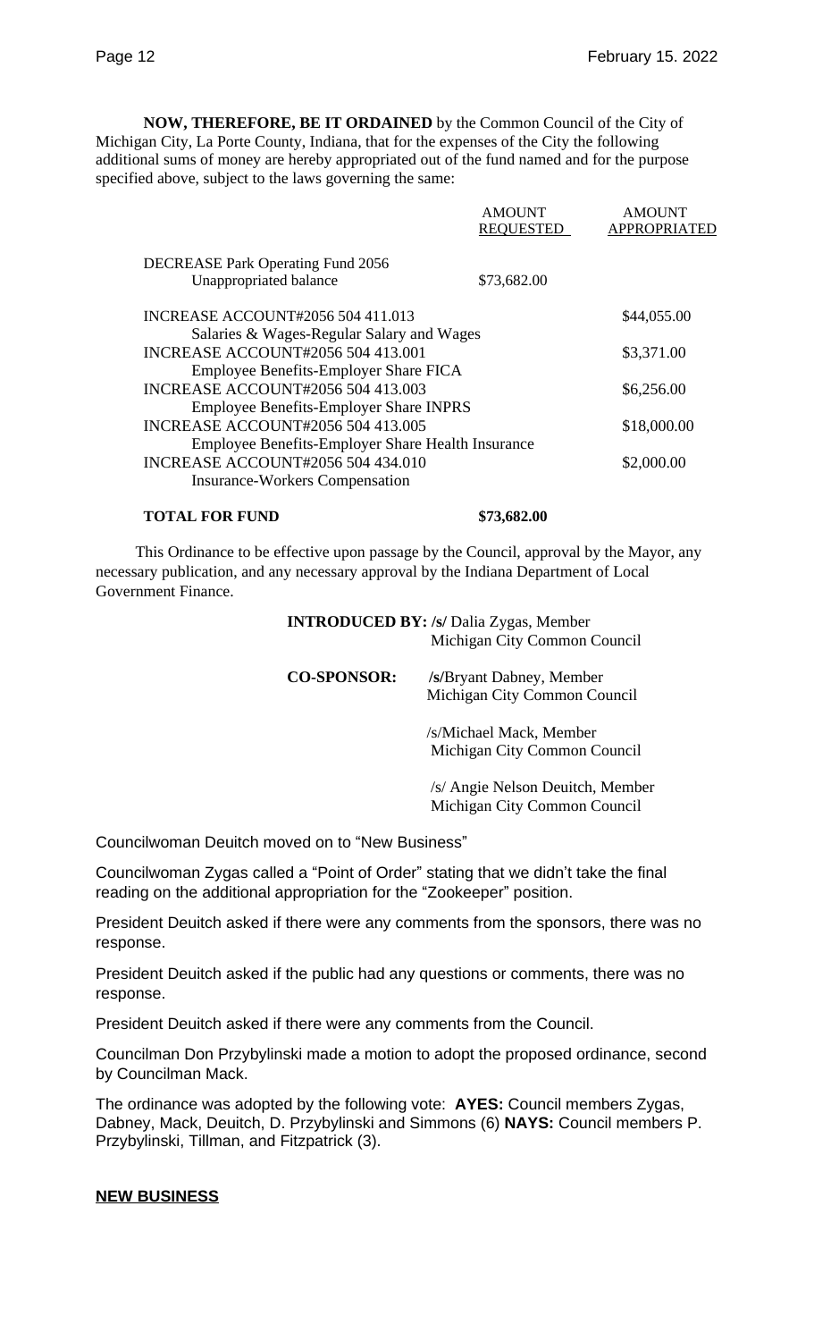**NOW, THEREFORE, BE IT ORDAINED** by the Common Council of the City of Michigan City, La Porte County, Indiana, that for the expenses of the City the following additional sums of money are hereby appropriated out of the fund named and for the purpose specified above, subject to the laws governing the same:

| | AMOUNT REQUESTED | AMOUNT APPROPRIATED |
|---|---|---|
| DECREASE Park Operating Fund 2056<br>Unappropriated balance | $73,682.00 | |
| INCREASE ACCOUNT#2056 504 411.013<br>Salaries & Wages-Regular Salary and Wages | | $44,055.00 |
| INCREASE ACCOUNT#2056 504 413.001<br>Employee Benefits-Employer Share FICA | | $3,371.00 |
| INCREASE ACCOUNT#2056 504 413.003<br>Employee Benefits-Employer Share INPRS | | $6,256.00 |
| INCREASE ACCOUNT#2056 504 413.005<br>Employee Benefits-Employer Share Health Insurance | | $18,000.00 |
| INCREASE ACCOUNT#2056 504 434.010<br>Insurance-Workers Compensation | | $2,000.00 |
| **TOTAL FOR FUND** | **$73,682.00** | |

This Ordinance to be effective upon passage by the Council, approval by the Mayor, any necessary publication, and any necessary approval by the Indiana Department of Local Government Finance.

**INTRODUCED BY: /s/** Dalia Zygas, Member
Michigan City Common Council

**CO-SPONSOR:** **/s/**Bryant Dabney, Member
Michigan City Common Council

/s/Michael Mack, Member
Michigan City Common Council

/s/ Angie Nelson Deuitch, Member
Michigan City Common Council

Councilwoman Deuitch moved on to "New Business"

Councilwoman Zygas called a "Point of Order" stating that we didn't take the final reading on the additional appropriation for the "Zookeeper" position.

President Deuitch asked if there were any comments from the sponsors, there was no response.

President Deuitch asked if the public had any questions or comments, there was no response.

President Deuitch asked if there were any comments from the Council.

Councilman Don Przybylinski made a motion to adopt the proposed ordinance, second by Councilman Mack.

The ordinance was adopted by the following vote: **AYES:** Council members Zygas, Dabney, Mack, Deuitch, D. Przybylinski and Simmons (6) **NAYS:** Council members P. Przybylinski, Tillman, and Fitzpatrick (3).

## NEW BUSINESS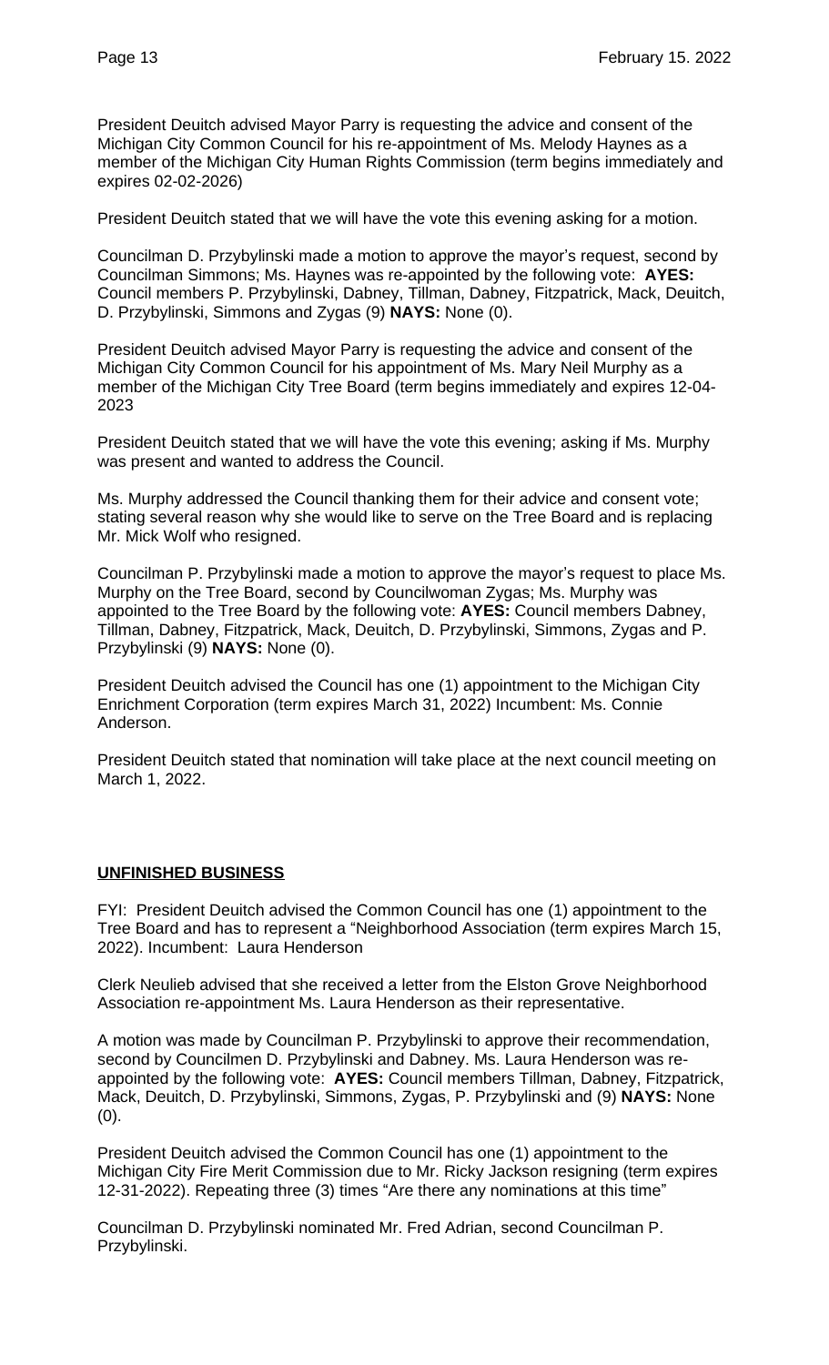President Deuitch advised Mayor Parry is requesting the advice and consent of the Michigan City Common Council for his re-appointment of Ms. Melody Haynes as a member of the Michigan City Human Rights Commission (term begins immediately and expires 02-02-2026)

President Deuitch stated that we will have the vote this evening asking for a motion.

Councilman D. Przybylinski made a motion to approve the mayor's request, second by Councilman Simmons; Ms. Haynes was re-appointed by the following vote: **AYES:** Council members P. Przybylinski, Dabney, Tillman, Dabney, Fitzpatrick, Mack, Deuitch, D. Przybylinski, Simmons and Zygas (9) **NAYS:** None (0).

President Deuitch advised Mayor Parry is requesting the advice and consent of the Michigan City Common Council for his appointment of Ms. Mary Neil Murphy as a member of the Michigan City Tree Board (term begins immediately and expires 12-04-2023

President Deuitch stated that we will have the vote this evening; asking if Ms. Murphy was present and wanted to address the Council.

Ms. Murphy addressed the Council thanking them for their advice and consent vote; stating several reason why she would like to serve on the Tree Board and is replacing Mr. Mick Wolf who resigned.

Councilman P. Przybylinski made a motion to approve the mayor's request to place Ms. Murphy on the Tree Board, second by Councilwoman Zygas; Ms. Murphy was appointed to the Tree Board by the following vote: **AYES:** Council members Dabney, Tillman, Dabney, Fitzpatrick, Mack, Deuitch, D. Przybylinski, Simmons, Zygas and P. Przybylinski (9) **NAYS:** None (0).

President Deuitch advised the Council has one (1) appointment to the Michigan City Enrichment Corporation (term expires March 31, 2022) Incumbent: Ms. Connie Anderson.

President Deuitch stated that nomination will take place at the next council meeting on March 1, 2022.

## **UNFINISHED BUSINESS**

FYI: President Deuitch advised the Common Council has one (1) appointment to the Tree Board and has to represent a "Neighborhood Association (term expires March 15, 2022). Incumbent: Laura Henderson

Clerk Neulieb advised that she received a letter from the Elston Grove Neighborhood Association re-appointment Ms. Laura Henderson as their representative.

A motion was made by Councilman P. Przybylinski to approve their recommendation, second by Councilmen D. Przybylinski and Dabney. Ms. Laura Henderson was re-appointed by the following vote: **AYES:** Council members Tillman, Dabney, Fitzpatrick, Mack, Deuitch, D. Przybylinski, Simmons, Zygas, P. Przybylinski and (9) **NAYS:** None (0).

President Deuitch advised the Common Council has one (1) appointment to the Michigan City Fire Merit Commission due to Mr. Ricky Jackson resigning (term expires 12-31-2022). Repeating three (3) times "Are there any nominations at this time"

Councilman D. Przybylinski nominated Mr. Fred Adrian, second Councilman P. Przybylinski.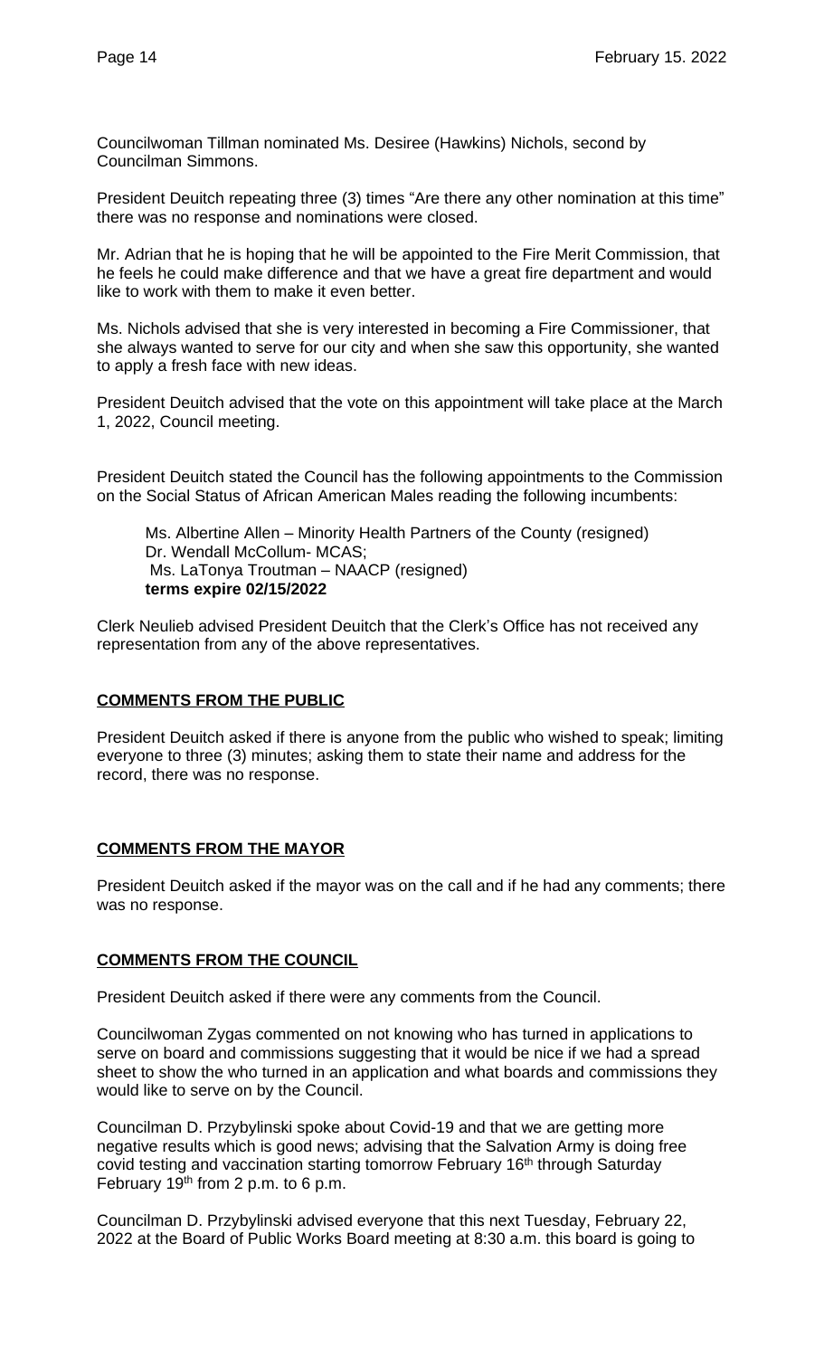Councilwoman Tillman nominated Ms. Desiree (Hawkins) Nichols, second by Councilman Simmons.

President Deuitch repeating three (3) times "Are there any other nomination at this time" there was no response and nominations were closed.

Mr. Adrian that he is hoping that he will be appointed to the Fire Merit Commission, that he feels he could make difference and that we have a great fire department and would like to work with them to make it even better.

Ms. Nichols advised that she is very interested in becoming a Fire Commissioner, that she always wanted to serve for our city and when she saw this opportunity, she wanted to apply a fresh face with new ideas.

President Deuitch advised that the vote on this appointment will take place at the March 1, 2022, Council meeting.

President Deuitch stated the Council has the following appointments to the Commission on the Social Status of African American Males reading the following incumbents:

> Ms. Albertine Allen – Minority Health Partners of the County (resigned)
> Dr. Wendall McCollum- MCAS;
> Ms. LaTonya Troutman – NAACP (resigned)
> **terms expire 02/15/2022**

Clerk Neulieb advised President Deuitch that the Clerk's Office has not received any representation from any of the above representatives.

## COMMENTS FROM THE PUBLIC

President Deuitch asked if there is anyone from the public who wished to speak; limiting everyone to three (3) minutes; asking them to state their name and address for the record, there was no response.

## COMMENTS FROM THE MAYOR

President Deuitch asked if the mayor was on the call and if he had any comments; there was no response.

## COMMENTS FROM THE COUNCIL

President Deuitch asked if there were any comments from the Council.

Councilwoman Zygas commented on not knowing who has turned in applications to serve on board and commissions suggesting that it would be nice if we had a spread sheet to show the who turned in an application and what boards and commissions they would like to serve on by the Council.

Councilman D. Przybylinski spoke about Covid-19 and that we are getting more negative results which is good news; advising that the Salvation Army is doing free covid testing and vaccination starting tomorrow February 16th through Saturday February 19th from 2 p.m. to 6 p.m.

Councilman D. Przybylinski advised everyone that this next Tuesday, February 22, 2022 at the Board of Public Works Board meeting at 8:30 a.m. this board is going to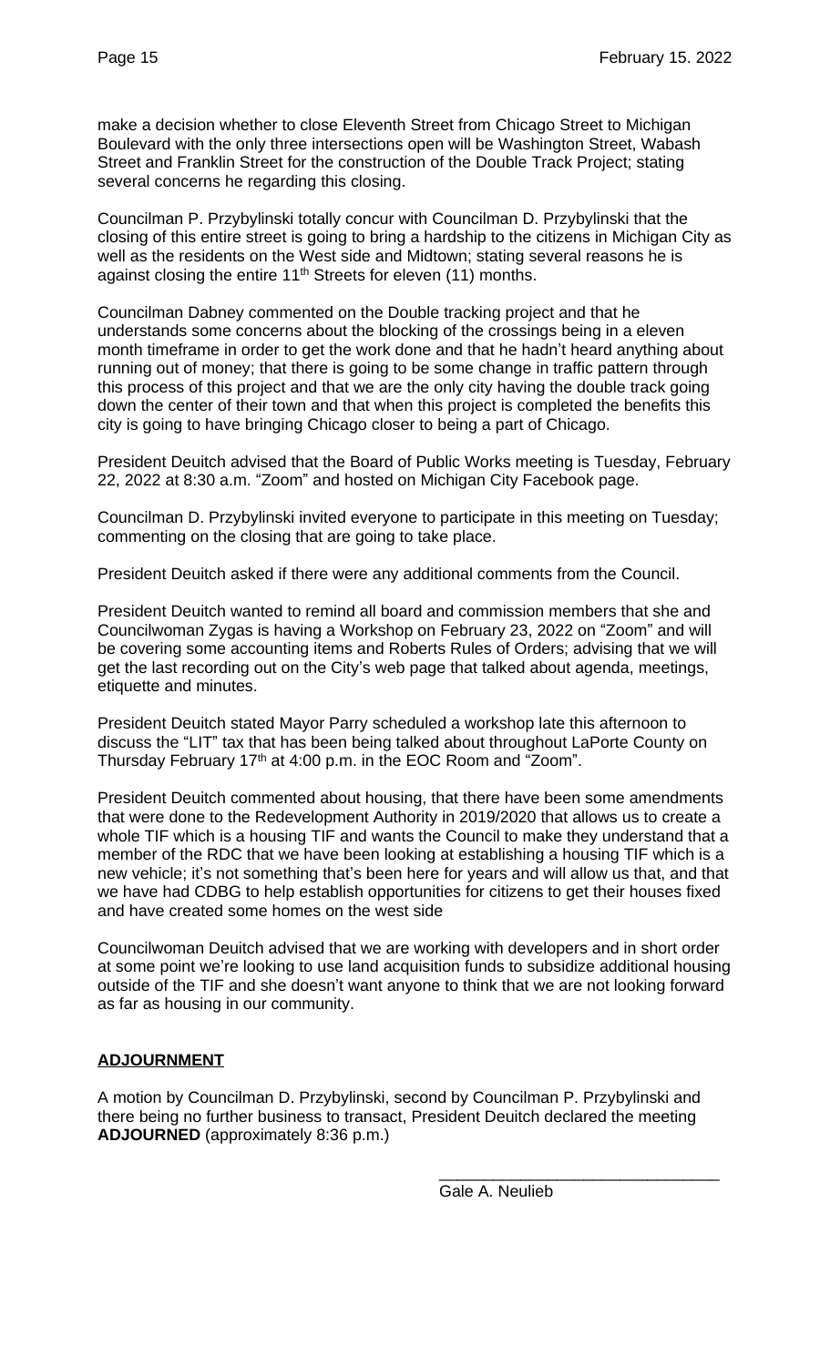make a decision whether to close Eleventh Street from Chicago Street to Michigan Boulevard with the only three intersections open will be Washington Street, Wabash Street and Franklin Street for the construction of the Double Track Project; stating several concerns he regarding this closing.

Councilman P. Przybylinski totally concur with Councilman D. Przybylinski that the closing of this entire street is going to bring a hardship to the citizens in Michigan City as well as the residents on the West side and Midtown; stating several reasons he is against closing the entire 11th Streets for eleven (11) months.

Councilman Dabney commented on the Double tracking project and that he understands some concerns about the blocking of the crossings being in a eleven month timeframe in order to get the work done and that he hadn't heard anything about running out of money; that there is going to be some change in traffic pattern through this process of this project and that we are the only city having the double track going down the center of their town and that when this project is completed the benefits this city is going to have bringing Chicago closer to being a part of Chicago.

President Deuitch advised that the Board of Public Works meeting is Tuesday, February 22, 2022 at 8:30 a.m. "Zoom" and hosted on Michigan City Facebook page.

Councilman D. Przybylinski invited everyone to participate in this meeting on Tuesday; commenting on the closing that are going to take place.

President Deuitch asked if there were any additional comments from the Council.

President Deuitch wanted to remind all board and commission members that she and Councilwoman Zygas is having a Workshop on February 23, 2022 on "Zoom" and will be covering some accounting items and Roberts Rules of Orders; advising that we will get the last recording out on the City's web page that talked about agenda, meetings, etiquette and minutes.

President Deuitch stated Mayor Parry scheduled a workshop late this afternoon to discuss the "LIT" tax that has been being talked about throughout LaPorte County on Thursday February 17th at 4:00 p.m. in the EOC Room and "Zoom".

President Deuitch commented about housing, that there have been some amendments that were done to the Redevelopment Authority in 2019/2020 that allows us to create a whole TIF which is a housing TIF and wants the Council to make they understand that a member of the RDC that we have been looking at establishing a housing TIF which is a new vehicle; it's not something that's been here for years and will allow us that, and that we have had CDBG to help establish opportunities for citizens to get their houses fixed and have created some homes on the west side

Councilwoman Deuitch advised that we are working with developers and in short order at some point we're looking to use land acquisition funds to subsidize additional housing outside of the TIF and she doesn't want anyone to think that we are not looking forward as far as housing in our community.

**ADJOURNMENT**

A motion by Councilman D. Przybylinski, second by Councilman P. Przybylinski and there being no further business to transact, President Deuitch declared the meeting **ADJOURNED** (approximately 8:36 p.m.)

\_\_\_\_\_\_\_\_\_\_\_\_\_\_\_\_\_\_\_\_\_\_\_\_\_\_\_\_\_\_\_\_

Gale A. Neulieb